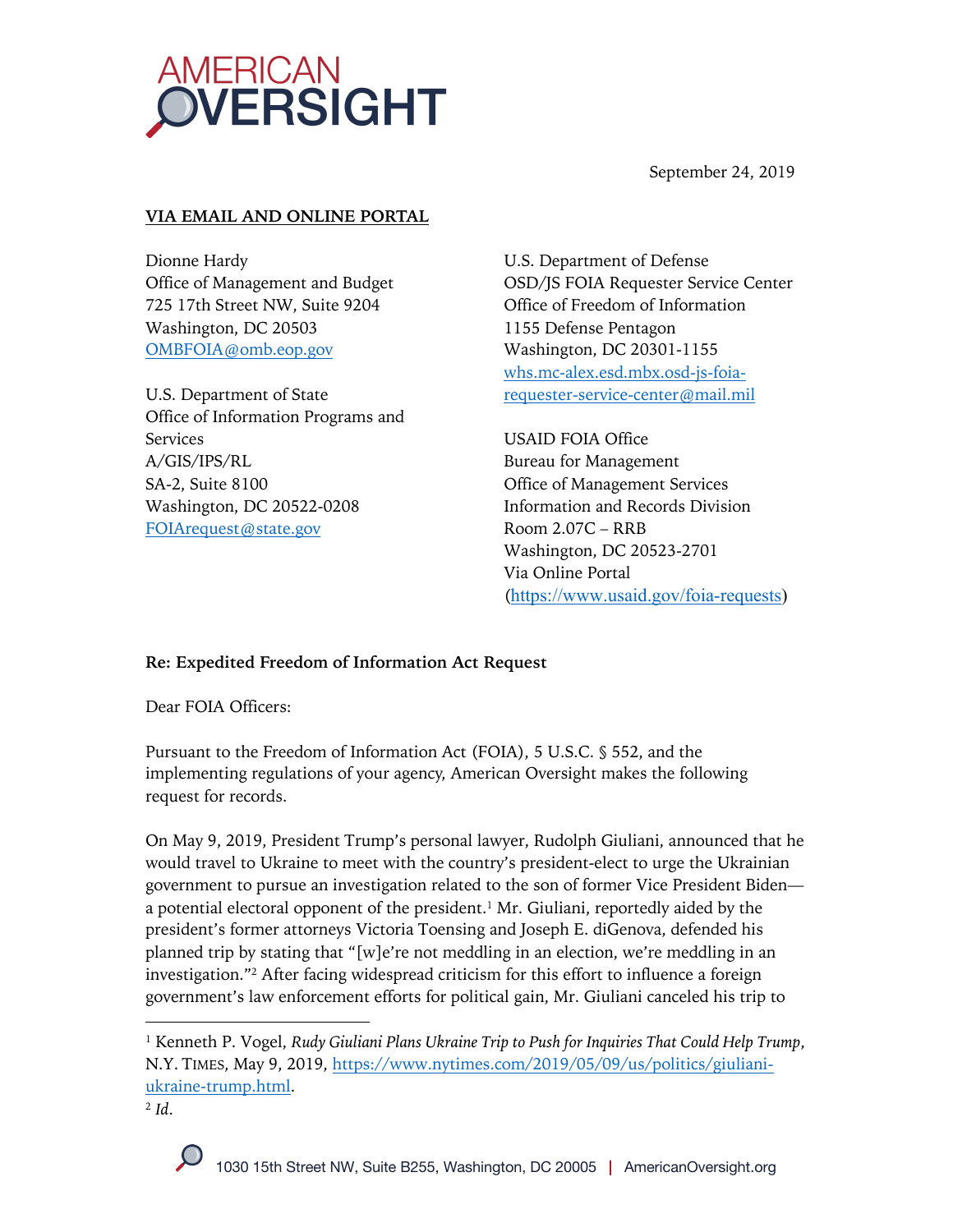AMERICAN OVERSIGHT

September 24, 2019

**VIA EMAIL AND ONLINE PORTAL**

Dionne Hardy
Office of Management and Budget
725 17th Street NW, Suite 9204
Washington, DC 20503
OMBFOIA@omb.eop.gov

U.S. Department of State
Office of Information Programs and Services
A/GIS/IPS/RL
SA-2, Suite 8100
Washington, DC 20522-0208
FOIArequest@state.gov

U.S. Department of Defense
OSD/JS FOIA Requester Service Center
Office of Freedom of Information
1155 Defense Pentagon
Washington, DC 20301-1155
whs.mc-alex.esd.mbx.osd-js-foia-requester-service-center@mail.mil

USAID FOIA Office
Bureau for Management
Office of Management Services
Information and Records Division
Room 2.07C – RRB
Washington, DC 20523-2701
Via Online Portal
(https://www.usaid.gov/foia-requests)

**Re: Expedited Freedom of Information Act Request**

Dear FOIA Officers:

Pursuant to the Freedom of Information Act (FOIA), 5 U.S.C. § 552, and the implementing regulations of your agency, American Oversight makes the following request for records.

On May 9, 2019, President Trump's personal lawyer, Rudolph Giuliani, announced that he would travel to Ukraine to meet with the country's president-elect to urge the Ukrainian government to pursue an investigation related to the son of former Vice President Biden—a potential electoral opponent of the president.[1] Mr. Giuliani, reportedly aided by the president's former attorneys Victoria Toensing and Joseph E. diGenova, defended his planned trip by stating that "[w]e're not meddling in an election, we're meddling in an investigation."[2] After facing widespread criticism for this effort to influence a foreign government's law enforcement efforts for political gain, Mr. Giuliani canceled his trip to

[1] Kenneth P. Vogel, *Rudy Giuliani Plans Ukraine Trip to Push for Inquiries That Could Help Trump*, N.Y. TIMES, May 9, 2019, https://www.nytimes.com/2019/05/09/us/politics/giuliani-ukraine-trump.html.

[2] *Id.*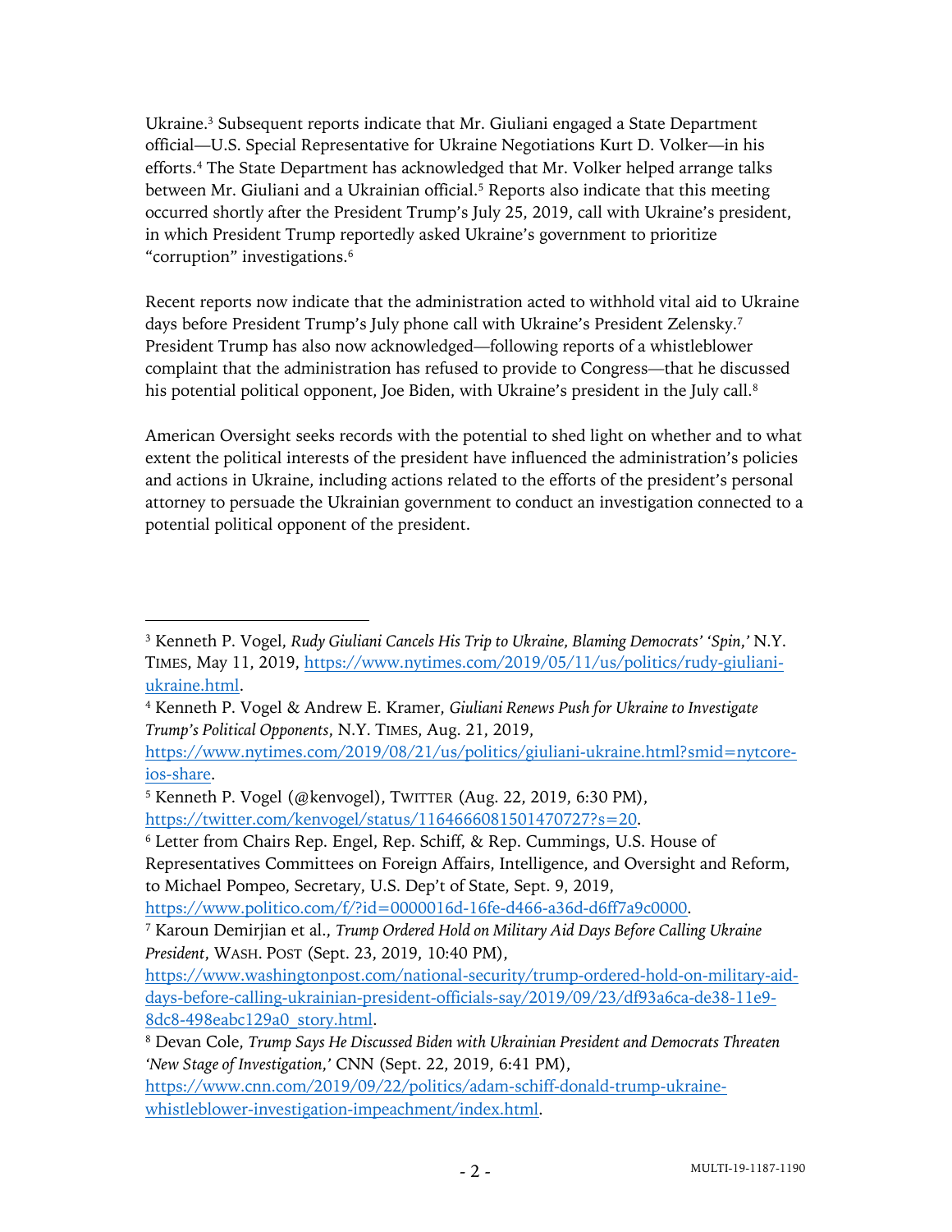Ukraine.[3] Subsequent reports indicate that Mr. Giuliani engaged a State Department official—U.S. Special Representative for Ukraine Negotiations Kurt D. Volker—in his efforts.[4] The State Department has acknowledged that Mr. Volker helped arrange talks between Mr. Giuliani and a Ukrainian official.[5] Reports also indicate that this meeting occurred shortly after the President Trump's July 25, 2019, call with Ukraine's president, in which President Trump reportedly asked Ukraine's government to prioritize "corruption" investigations.[6]

Recent reports now indicate that the administration acted to withhold vital aid to Ukraine days before President Trump's July phone call with Ukraine's President Zelensky.[7] President Trump has also now acknowledged—following reports of a whistleblower complaint that the administration has refused to provide to Congress—that he discussed his potential political opponent, Joe Biden, with Ukraine's president in the July call.[8]

American Oversight seeks records with the potential to shed light on whether and to what extent the political interests of the president have influenced the administration's policies and actions in Ukraine, including actions related to the efforts of the president's personal attorney to persuade the Ukrainian government to conduct an investigation connected to a potential political opponent of the president.

---

[3] Kenneth P. Vogel, *Rudy Giuliani Cancels His Trip to Ukraine, Blaming Democrats' 'Spin,'* N.Y. TIMES, May 11, 2019, https://www.nytimes.com/2019/05/11/us/politics/rudy-giuliani-ukraine.html.

[4] Kenneth P. Vogel & Andrew E. Kramer, *Giuliani Renews Push for Ukraine to Investigate Trump's Political Opponents*, N.Y. TIMES, Aug. 21, 2019, https://www.nytimes.com/2019/08/21/us/politics/giuliani-ukraine.html?smid=nytcore-ios-share.

[5] Kenneth P. Vogel (@kenvogel), TWITTER (Aug. 22, 2019, 6:30 PM), https://twitter.com/kenvogel/status/1164666081501470727?s=20.

[6] Letter from Chairs Rep. Engel, Rep. Schiff, & Rep. Cummings, U.S. House of Representatives Committees on Foreign Affairs, Intelligence, and Oversight and Reform, to Michael Pompeo, Secretary, U.S. Dep't of State, Sept. 9, 2019, https://www.politico.com/f/?id=0000016d-16fe-d466-a36d-d6ff7a9c0000.

[7] Karoun Demirjian et al., *Trump Ordered Hold on Military Aid Days Before Calling Ukraine President*, WASH. POST (Sept. 23, 2019, 10:40 PM), https://www.washingtonpost.com/national-security/trump-ordered-hold-on-military-aid-days-before-calling-ukrainian-president-officials-say/2019/09/23/df93a6ca-de38-11e9-8dc8-498eabc129a0_story.html.

[8] Devan Cole, *Trump Says He Discussed Biden with Ukrainian President and Democrats Threaten 'New Stage of Investigation,'* CNN (Sept. 22, 2019, 6:41 PM), https://www.cnn.com/2019/09/22/politics/adam-schiff-donald-trump-ukraine-whistleblower-investigation-impeachment/index.html.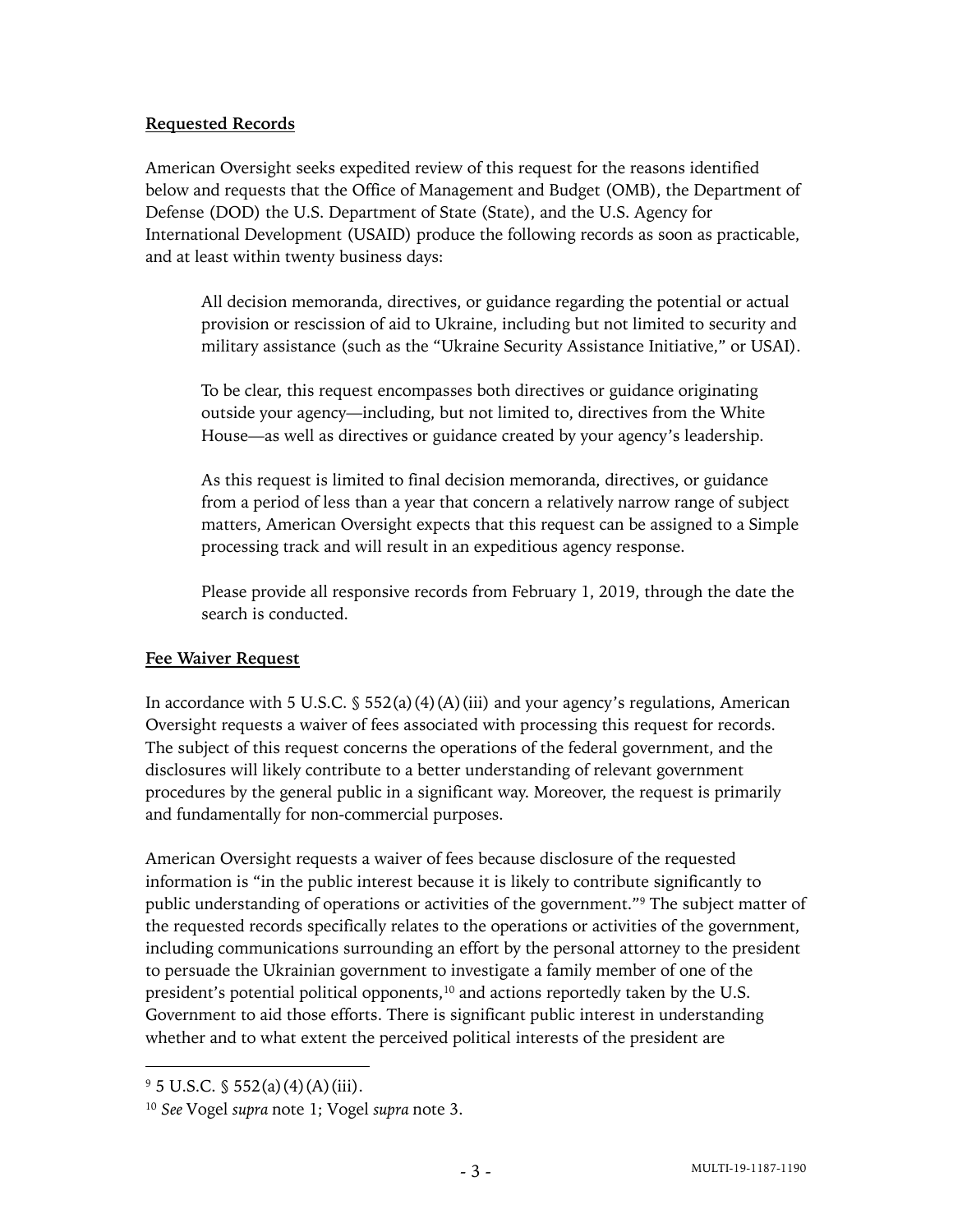**Requested Records**

American Oversight seeks expedited review of this request for the reasons identified below and requests that the Office of Management and Budget (OMB), the Department of Defense (DOD) the U.S. Department of State (State), and the U.S. Agency for International Development (USAID) produce the following records as soon as practicable, and at least within twenty business days:

> All decision memoranda, directives, or guidance regarding the potential or actual provision or rescission of aid to Ukraine, including but not limited to security and military assistance (such as the "Ukraine Security Assistance Initiative," or USAI).
>
> To be clear, this request encompasses both directives or guidance originating outside your agency—including, but not limited to, directives from the White House—as well as directives or guidance created by your agency's leadership.
>
> As this request is limited to final decision memoranda, directives, or guidance from a period of less than a year that concern a relatively narrow range of subject matters, American Oversight expects that this request can be assigned to a Simple processing track and will result in an expeditious agency response.
>
> Please provide all responsive records from February 1, 2019, through the date the search is conducted.

**Fee Waiver Request**

In accordance with 5 U.S.C. § 552(a)(4)(A)(iii) and your agency's regulations, American Oversight requests a waiver of fees associated with processing this request for records. The subject of this request concerns the operations of the federal government, and the disclosures will likely contribute to a better understanding of relevant government procedures by the general public in a significant way. Moreover, the request is primarily and fundamentally for non-commercial purposes.

American Oversight requests a waiver of fees because disclosure of the requested information is "in the public interest because it is likely to contribute significantly to public understanding of operations or activities of the government."[9] The subject matter of the requested records specifically relates to the operations or activities of the government, including communications surrounding an effort by the personal attorney to the president to persuade the Ukrainian government to investigate a family member of one of the president's potential political opponents,[10] and actions reportedly taken by the U.S. Government to aid those efforts. There is significant public interest in understanding whether and to what extent the perceived political interests of the president are

---

[9] 5 U.S.C. § 552(a)(4)(A)(iii).

[10] *See* Vogel *supra* note 1; Vogel *supra* note 3.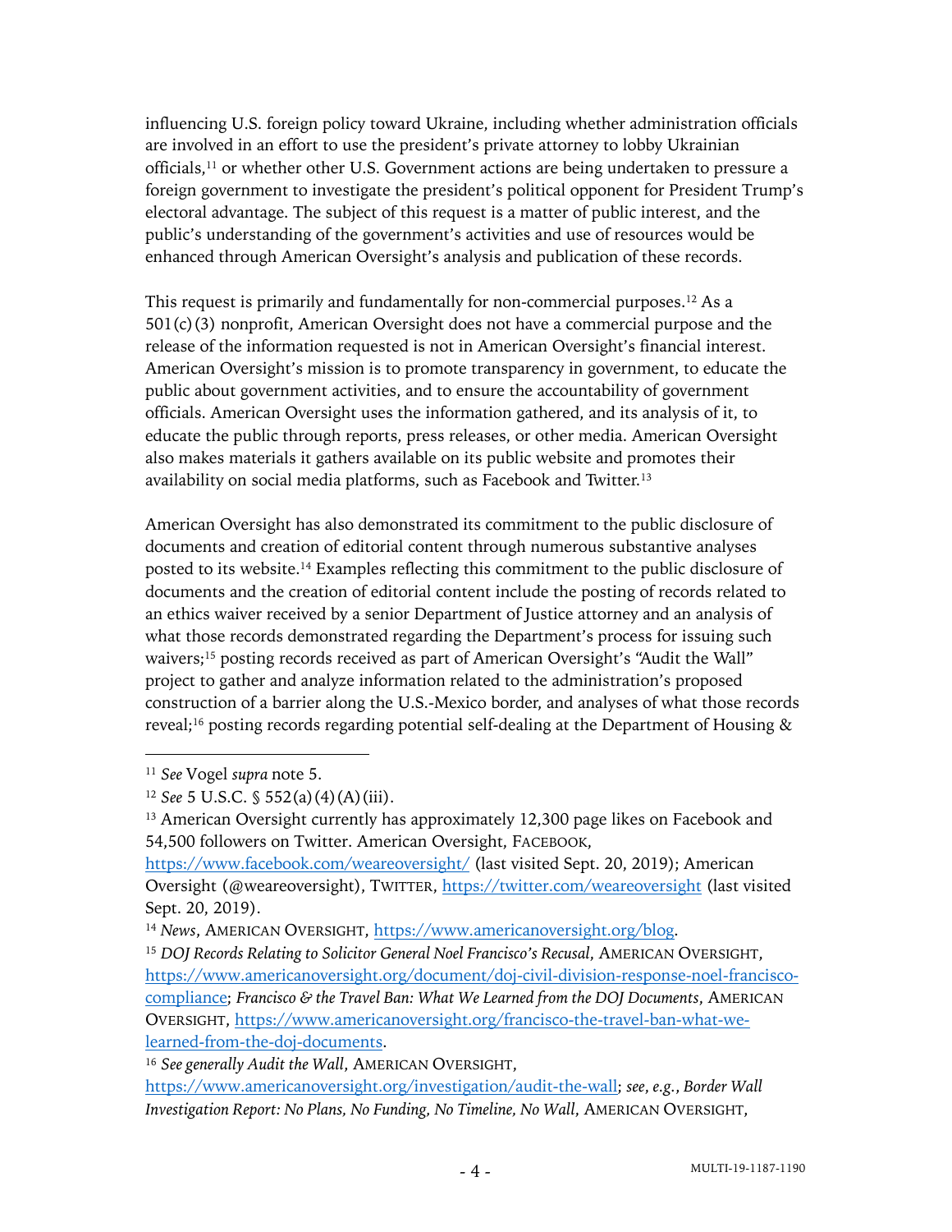influencing U.S. foreign policy toward Ukraine, including whether administration officials are involved in an effort to use the president's private attorney to lobby Ukrainian officials,[11] or whether other U.S. Government actions are being undertaken to pressure a foreign government to investigate the president's political opponent for President Trump's electoral advantage. The subject of this request is a matter of public interest, and the public's understanding of the government's activities and use of resources would be enhanced through American Oversight's analysis and publication of these records.

This request is primarily and fundamentally for non-commercial purposes.[12] As a 501(c)(3) nonprofit, American Oversight does not have a commercial purpose and the release of the information requested is not in American Oversight's financial interest. American Oversight's mission is to promote transparency in government, to educate the public about government activities, and to ensure the accountability of government officials. American Oversight uses the information gathered, and its analysis of it, to educate the public through reports, press releases, or other media. American Oversight also makes materials it gathers available on its public website and promotes their availability on social media platforms, such as Facebook and Twitter.[13]

American Oversight has also demonstrated its commitment to the public disclosure of documents and creation of editorial content through numerous substantive analyses posted to its website.[14] Examples reflecting this commitment to the public disclosure of documents and the creation of editorial content include the posting of records related to an ethics waiver received by a senior Department of Justice attorney and an analysis of what those records demonstrated regarding the Department's process for issuing such waivers;[15] posting records received as part of American Oversight's "Audit the Wall" project to gather and analyze information related to the administration's proposed construction of a barrier along the U.S.-Mexico border, and analyses of what those records reveal;[16] posting records regarding potential self-dealing at the Department of Housing &

---

[11] *See* Vogel *supra* note 5.

[12] *See* 5 U.S.C. § 552(a)(4)(A)(iii).

[13] American Oversight currently has approximately 12,300 page likes on Facebook and 54,500 followers on Twitter. American Oversight, FACEBOOK, https://www.facebook.com/weareoversight/ (last visited Sept. 20, 2019); American Oversight (@weareoversight), TWITTER, https://twitter.com/weareoversight (last visited Sept. 20, 2019).

[14] *News*, AMERICAN OVERSIGHT, https://www.americanoversight.org/blog.

[15] *DOJ Records Relating to Solicitor General Noel Francisco's Recusal*, AMERICAN OVERSIGHT, https://www.americanoversight.org/document/doj-civil-division-response-noel-francisco-compliance; *Francisco & the Travel Ban: What We Learned from the DOJ Documents*, AMERICAN OVERSIGHT, https://www.americanoversight.org/francisco-the-travel-ban-what-we-learned-from-the-doj-documents.

[16] *See generally Audit the Wall*, AMERICAN OVERSIGHT, https://www.americanoversight.org/investigation/audit-the-wall; *see, e.g.*, *Border Wall Investigation Report: No Plans, No Funding, No Timeline, No Wall*, AMERICAN OVERSIGHT,

MULTI-19-1187-1190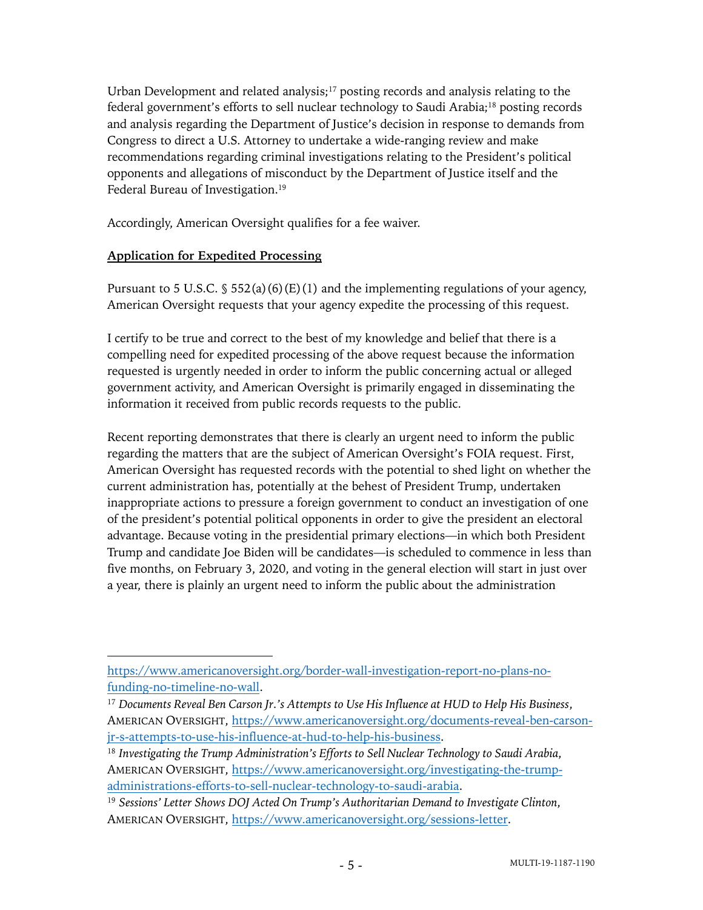Urban Development and related analysis;[17] posting records and analysis relating to the federal government's efforts to sell nuclear technology to Saudi Arabia;[18] posting records and analysis regarding the Department of Justice's decision in response to demands from Congress to direct a U.S. Attorney to undertake a wide-ranging review and make recommendations regarding criminal investigations relating to the President's political opponents and allegations of misconduct by the Department of Justice itself and the Federal Bureau of Investigation.[19]

Accordingly, American Oversight qualifies for a fee waiver.

**Application for Expedited Processing**

Pursuant to 5 U.S.C. § 552(a)(6)(E)(1) and the implementing regulations of your agency, American Oversight requests that your agency expedite the processing of this request.

I certify to be true and correct to the best of my knowledge and belief that there is a compelling need for expedited processing of the above request because the information requested is urgently needed in order to inform the public concerning actual or alleged government activity, and American Oversight is primarily engaged in disseminating the information it received from public records requests to the public.

Recent reporting demonstrates that there is clearly an urgent need to inform the public regarding the matters that are the subject of American Oversight's FOIA request. First, American Oversight has requested records with the potential to shed light on whether the current administration has, potentially at the behest of President Trump, undertaken inappropriate actions to pressure a foreign government to conduct an investigation of one of the president's potential political opponents in order to give the president an electoral advantage. Because voting in the presidential primary elections—in which both President Trump and candidate Joe Biden will be candidates—is scheduled to commence in less than five months, on February 3, 2020, and voting in the general election will start in just over a year, there is plainly an urgent need to inform the public about the administration

---

https://www.americanoversight.org/border-wall-investigation-report-no-plans-no-funding-no-timeline-no-wall.

[17] *Documents Reveal Ben Carson Jr.'s Attempts to Use His Influence at HUD to Help His Business*, AMERICAN OVERSIGHT, https://www.americanoversight.org/documents-reveal-ben-carson-jr-s-attempts-to-use-his-influence-at-hud-to-help-his-business.

[18] *Investigating the Trump Administration's Efforts to Sell Nuclear Technology to Saudi Arabia*, AMERICAN OVERSIGHT, https://www.americanoversight.org/investigating-the-trump-administrations-efforts-to-sell-nuclear-technology-to-saudi-arabia.

[19] *Sessions' Letter Shows DOJ Acted On Trump's Authoritarian Demand to Investigate Clinton*, AMERICAN OVERSIGHT, https://www.americanoversight.org/sessions-letter.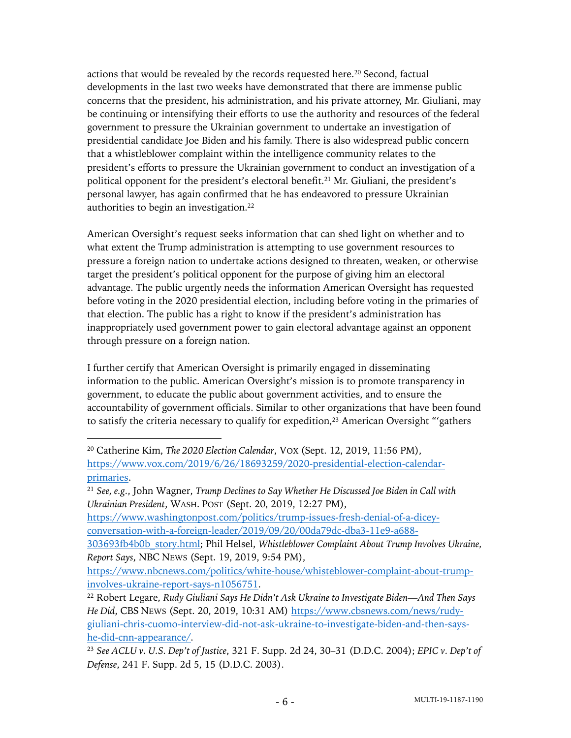actions that would be revealed by the records requested here.[20] Second, factual developments in the last two weeks have demonstrated that there are immense public concerns that the president, his administration, and his private attorney, Mr. Giuliani, may be continuing or intensifying their efforts to use the authority and resources of the federal government to pressure the Ukrainian government to undertake an investigation of presidential candidate Joe Biden and his family. There is also widespread public concern that a whistleblower complaint within the intelligence community relates to the president's efforts to pressure the Ukrainian government to conduct an investigation of a political opponent for the president's electoral benefit.[21] Mr. Giuliani, the president's personal lawyer, has again confirmed that he has endeavored to pressure Ukrainian authorities to begin an investigation.[22]

American Oversight's request seeks information that can shed light on whether and to what extent the Trump administration is attempting to use government resources to pressure a foreign nation to undertake actions designed to threaten, weaken, or otherwise target the president's political opponent for the purpose of giving him an electoral advantage. The public urgently needs the information American Oversight has requested before voting in the 2020 presidential election, including before voting in the primaries of that election. The public has a right to know if the president's administration has inappropriately used government power to gain electoral advantage against an opponent through pressure on a foreign nation.

I further certify that American Oversight is primarily engaged in disseminating information to the public. American Oversight's mission is to promote transparency in government, to educate the public about government activities, and to ensure the accountability of government officials. Similar to other organizations that have been found to satisfy the criteria necessary to qualify for expedition,[23] American Oversight "'gathers

---

[20] Catherine Kim, *The 2020 Election Calendar*, VOX (Sept. 12, 2019, 11:56 PM), https://www.vox.com/2019/6/26/18693259/2020-presidential-election-calendar-primaries.

[21] *See, e.g.*, John Wagner, *Trump Declines to Say Whether He Discussed Joe Biden in Call with Ukrainian President*, WASH. POST (Sept. 20, 2019, 12:27 PM), https://www.washingtonpost.com/politics/trump-issues-fresh-denial-of-a-dicey-conversation-with-a-foreign-leader/2019/09/20/00da79dc-dba3-11e9-a688-303693fb4b0b_story.html; Phil Helsel, *Whistleblower Complaint About Trump Involves Ukraine, Report Says*, NBC NEWS (Sept. 19, 2019, 9:54 PM), https://www.nbcnews.com/politics/white-house/whisteblower-complaint-about-trump-involves-ukraine-report-says-n1056751.

[22] Robert Legare, *Rudy Giuliani Says He Didn't Ask Ukraine to Investigate Biden—And Then Says He Did*, CBS NEWS (Sept. 20, 2019, 10:31 AM) https://www.cbsnews.com/news/rudy-giuliani-chris-cuomo-interview-did-not-ask-ukraine-to-investigate-biden-and-then-says-he-did-cnn-appearance/.

[23] *See ACLU v. U.S. Dep't of Justice*, 321 F. Supp. 2d 24, 30–31 (D.D.C. 2004); *EPIC v. Dep't of Defense*, 241 F. Supp. 2d 5, 15 (D.D.C. 2003).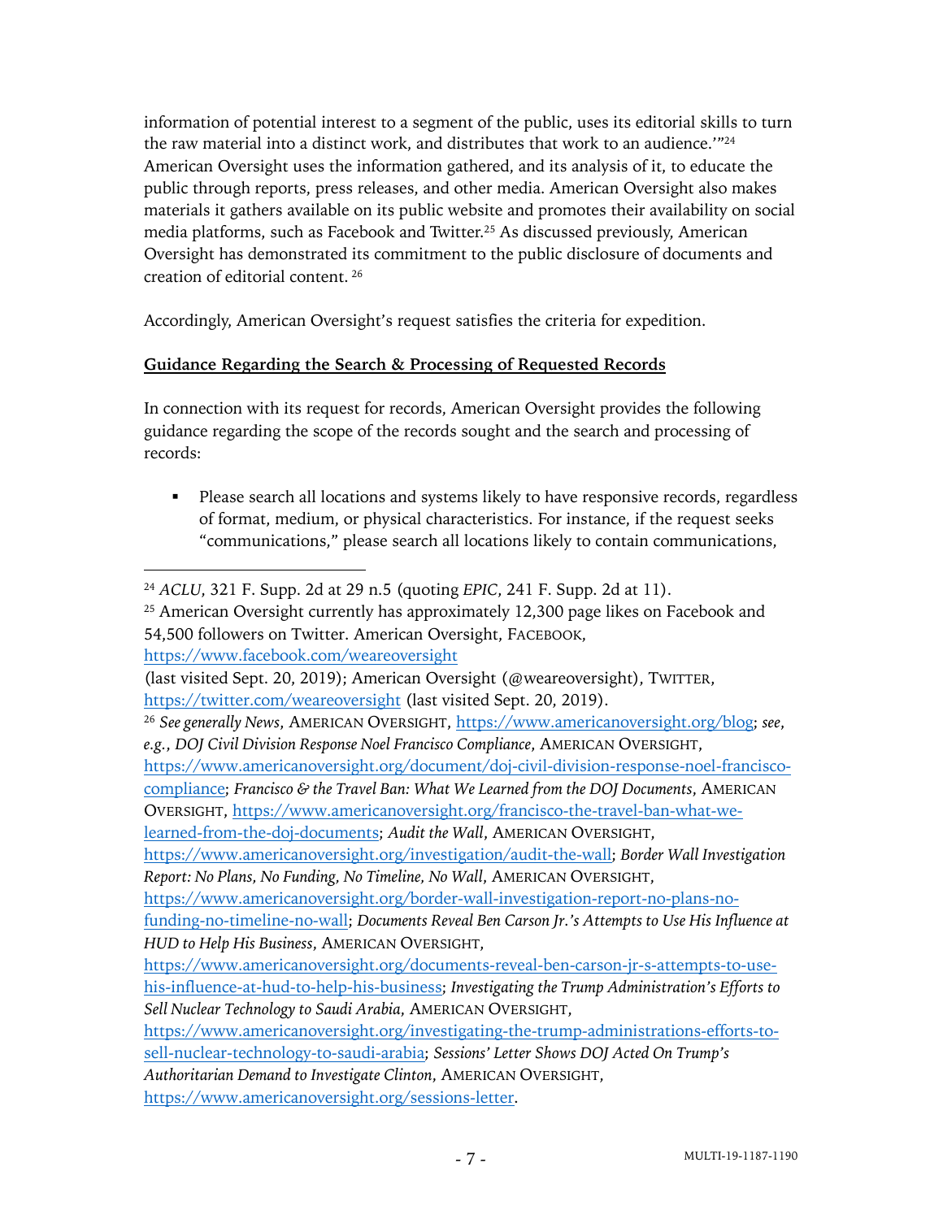information of potential interest to a segment of the public, uses its editorial skills to turn the raw material into a distinct work, and distributes that work to an audience.'"[24] American Oversight uses the information gathered, and its analysis of it, to educate the public through reports, press releases, and other media. American Oversight also makes materials it gathers available on its public website and promotes their availability on social media platforms, such as Facebook and Twitter.[25] As discussed previously, American Oversight has demonstrated its commitment to the public disclosure of documents and creation of editorial content.[26]

Accordingly, American Oversight's request satisfies the criteria for expedition.

**Guidance Regarding the Search & Processing of Requested Records**

In connection with its request for records, American Oversight provides the following guidance regarding the scope of the records sought and the search and processing of records:

- Please search all locations and systems likely to have responsive records, regardless of format, medium, or physical characteristics. For instance, if the request seeks "communications," please search all locations likely to contain communications,

---

[24] *ACLU*, 321 F. Supp. 2d at 29 n.5 (quoting *EPIC*, 241 F. Supp. 2d at 11).

[25] American Oversight currently has approximately 12,300 page likes on Facebook and 54,500 followers on Twitter. American Oversight, FACEBOOK, https://www.facebook.com/weareoversight (last visited Sept. 20, 2019); American Oversight (@weareoversight), TWITTER, https://twitter.com/weareoversight (last visited Sept. 20, 2019).

[26] *See generally News*, AMERICAN OVERSIGHT, https://www.americanoversight.org/blog; *see, e.g.*, *DOJ Civil Division Response Noel Francisco Compliance*, AMERICAN OVERSIGHT, https://www.americanoversight.org/document/doj-civil-division-response-noel-francisco-compliance; *Francisco & the Travel Ban: What We Learned from the DOJ Documents*, AMERICAN OVERSIGHT, https://www.americanoversight.org/francisco-the-travel-ban-what-we-learned-from-the-doj-documents; *Audit the Wall*, AMERICAN OVERSIGHT, https://www.americanoversight.org/investigation/audit-the-wall; *Border Wall Investigation Report: No Plans, No Funding, No Timeline, No Wall*, AMERICAN OVERSIGHT, https://www.americanoversight.org/border-wall-investigation-report-no-plans-no-funding-no-timeline-no-wall; *Documents Reveal Ben Carson Jr.'s Attempts to Use His Influence at HUD to Help His Business*, AMERICAN OVERSIGHT, https://www.americanoversight.org/documents-reveal-ben-carson-jr-s-attempts-to-use-his-influence-at-hud-to-help-his-business; *Investigating the Trump Administration's Efforts to Sell Nuclear Technology to Saudi Arabia*, AMERICAN OVERSIGHT, https://www.americanoversight.org/investigating-the-trump-administrations-efforts-to-sell-nuclear-technology-to-saudi-arabia; *Sessions' Letter Shows DOJ Acted On Trump's Authoritarian Demand to Investigate Clinton*, AMERICAN OVERSIGHT, https://www.americanoversight.org/sessions-letter.

MULTI-19-1187-1190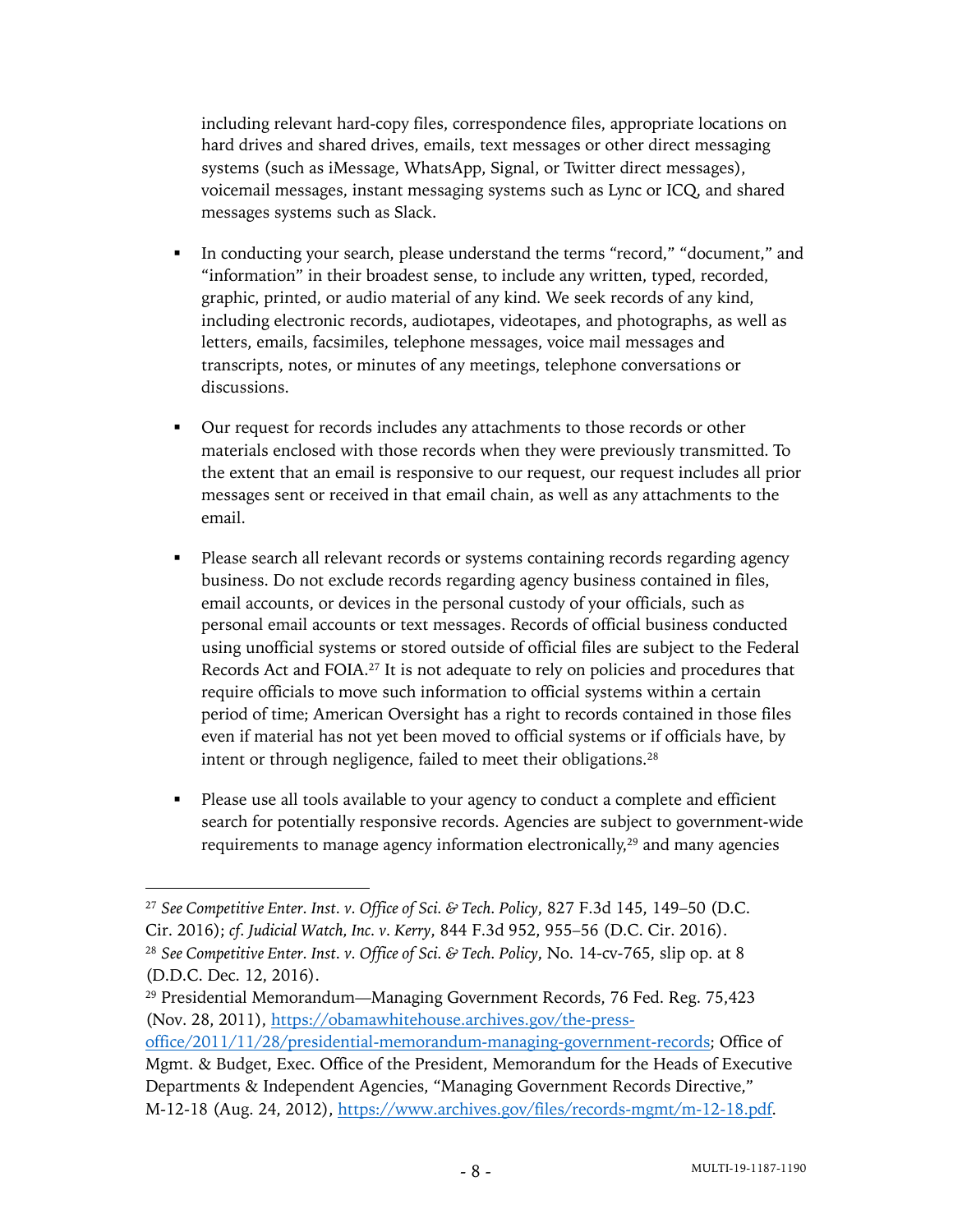including relevant hard-copy files, correspondence files, appropriate locations on hard drives and shared drives, emails, text messages or other direct messaging systems (such as iMessage, WhatsApp, Signal, or Twitter direct messages), voicemail messages, instant messaging systems such as Lync or ICQ, and shared messages systems such as Slack.

- In conducting your search, please understand the terms "record," "document," and "information" in their broadest sense, to include any written, typed, recorded, graphic, printed, or audio material of any kind. We seek records of any kind, including electronic records, audiotapes, videotapes, and photographs, as well as letters, emails, facsimiles, telephone messages, voice mail messages and transcripts, notes, or minutes of any meetings, telephone conversations or discussions.

- Our request for records includes any attachments to those records or other materials enclosed with those records when they were previously transmitted. To the extent that an email is responsive to our request, our request includes all prior messages sent or received in that email chain, as well as any attachments to the email.

- Please search all relevant records or systems containing records regarding agency business. Do not exclude records regarding agency business contained in files, email accounts, or devices in the personal custody of your officials, such as personal email accounts or text messages. Records of official business conducted using unofficial systems or stored outside of official files are subject to the Federal Records Act and FOIA.[27] It is not adequate to rely on policies and procedures that require officials to move such information to official systems within a certain period of time; American Oversight has a right to records contained in those files even if material has not yet been moved to official systems or if officials have, by intent or through negligence, failed to meet their obligations.[28]

- Please use all tools available to your agency to conduct a complete and efficient search for potentially responsive records. Agencies are subject to government-wide requirements to manage agency information electronically,[29] and many agencies

---

[27] *See Competitive Enter. Inst. v. Office of Sci. & Tech. Policy*, 827 F.3d 145, 149–50 (D.C. Cir. 2016); *cf. Judicial Watch, Inc. v. Kerry*, 844 F.3d 952, 955–56 (D.C. Cir. 2016).

[28] *See Competitive Enter. Inst. v. Office of Sci. & Tech. Policy*, No. 14-cv-765, slip op. at 8 (D.D.C. Dec. 12, 2016).

[29] Presidential Memorandum—Managing Government Records, 76 Fed. Reg. 75,423 (Nov. 28, 2011), https://obamawhitehouse.archives.gov/the-press-office/2011/11/28/presidential-memorandum-managing-government-records; Office of Mgmt. & Budget, Exec. Office of the President, Memorandum for the Heads of Executive Departments & Independent Agencies, "Managing Government Records Directive," M-12-18 (Aug. 24, 2012), https://www.archives.gov/files/records-mgmt/m-12-18.pdf.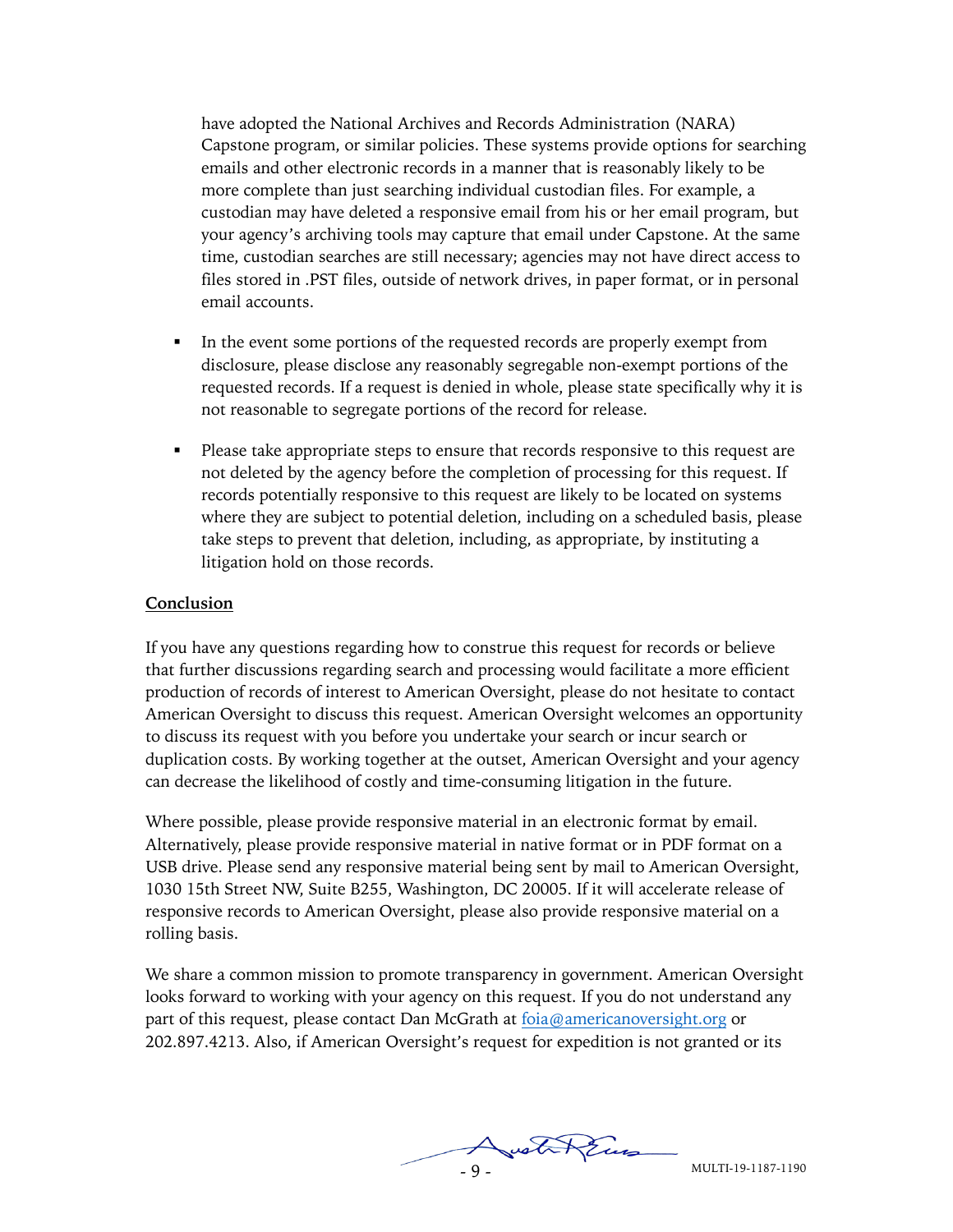have adopted the National Archives and Records Administration (NARA) Capstone program, or similar policies. These systems provide options for searching emails and other electronic records in a manner that is reasonably likely to be more complete than just searching individual custodian files. For example, a custodian may have deleted a responsive email from his or her email program, but your agency's archiving tools may capture that email under Capstone. At the same time, custodian searches are still necessary; agencies may not have direct access to files stored in .PST files, outside of network drives, in paper format, or in personal email accounts.

- In the event some portions of the requested records are properly exempt from disclosure, please disclose any reasonably segregable non-exempt portions of the requested records. If a request is denied in whole, please state specifically why it is not reasonable to segregate portions of the record for release.

- Please take appropriate steps to ensure that records responsive to this request are not deleted by the agency before the completion of processing for this request. If records potentially responsive to this request are likely to be located on systems where they are subject to potential deletion, including on a scheduled basis, please take steps to prevent that deletion, including, as appropriate, by instituting a litigation hold on those records.

**Conclusion**

If you have any questions regarding how to construe this request for records or believe that further discussions regarding search and processing would facilitate a more efficient production of records of interest to American Oversight, please do not hesitate to contact American Oversight to discuss this request. American Oversight welcomes an opportunity to discuss its request with you before you undertake your search or incur search or duplication costs. By working together at the outset, American Oversight and your agency can decrease the likelihood of costly and time-consuming litigation in the future.

Where possible, please provide responsive material in an electronic format by email. Alternatively, please provide responsive material in native format or in PDF format on a USB drive. Please send any responsive material being sent by mail to American Oversight, 1030 15th Street NW, Suite B255, Washington, DC 20005. If it will accelerate release of responsive records to American Oversight, please also provide responsive material on a rolling basis.

We share a common mission to promote transparency in government. American Oversight looks forward to working with your agency on this request. If you do not understand any part of this request, please contact Dan McGrath at foia@americanoversight.org or 202.897.4213. Also, if American Oversight's request for expedition is not granted or its

MULTI-19-1187-1190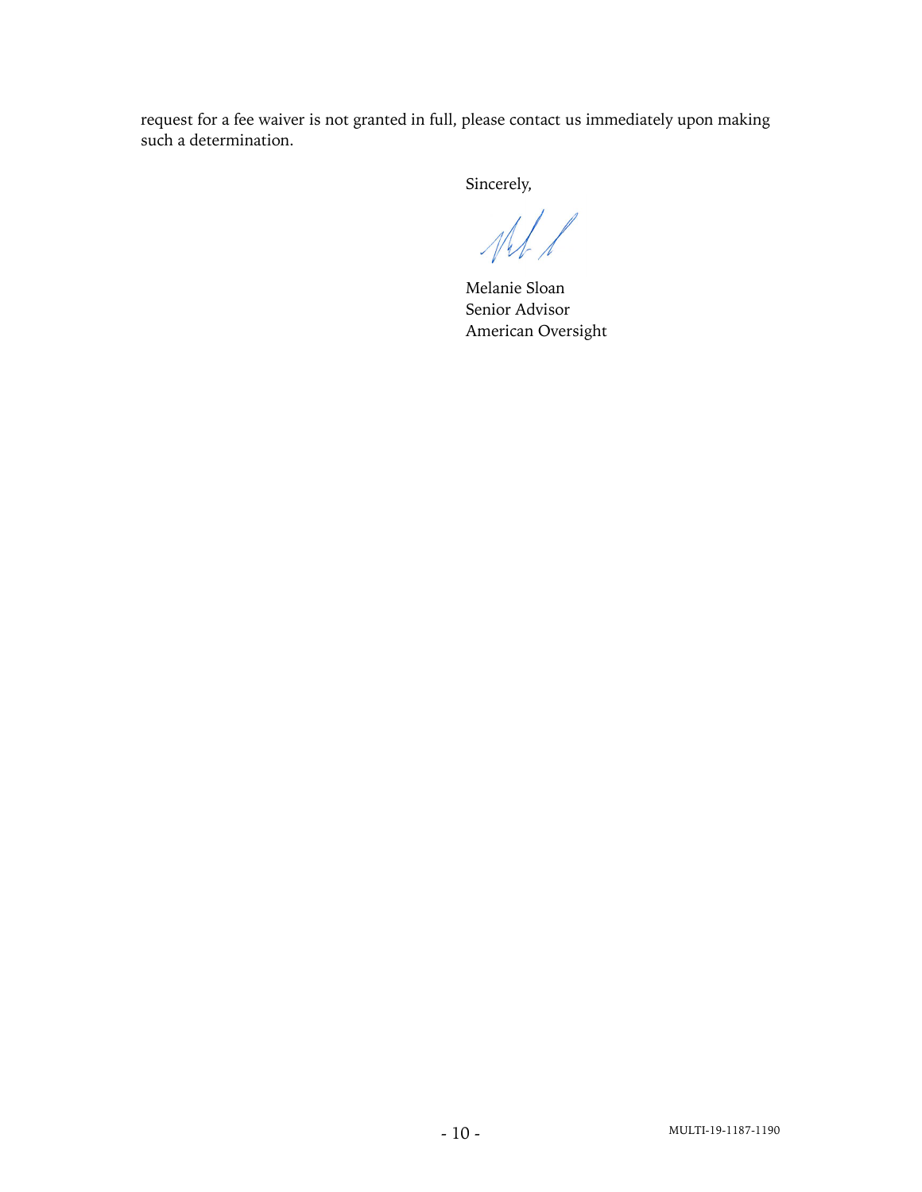request for a fee waiver is not granted in full, please contact us immediately upon making such a determination.

Sincerely,

Melanie Sloan
Senior Advisor
American Oversight